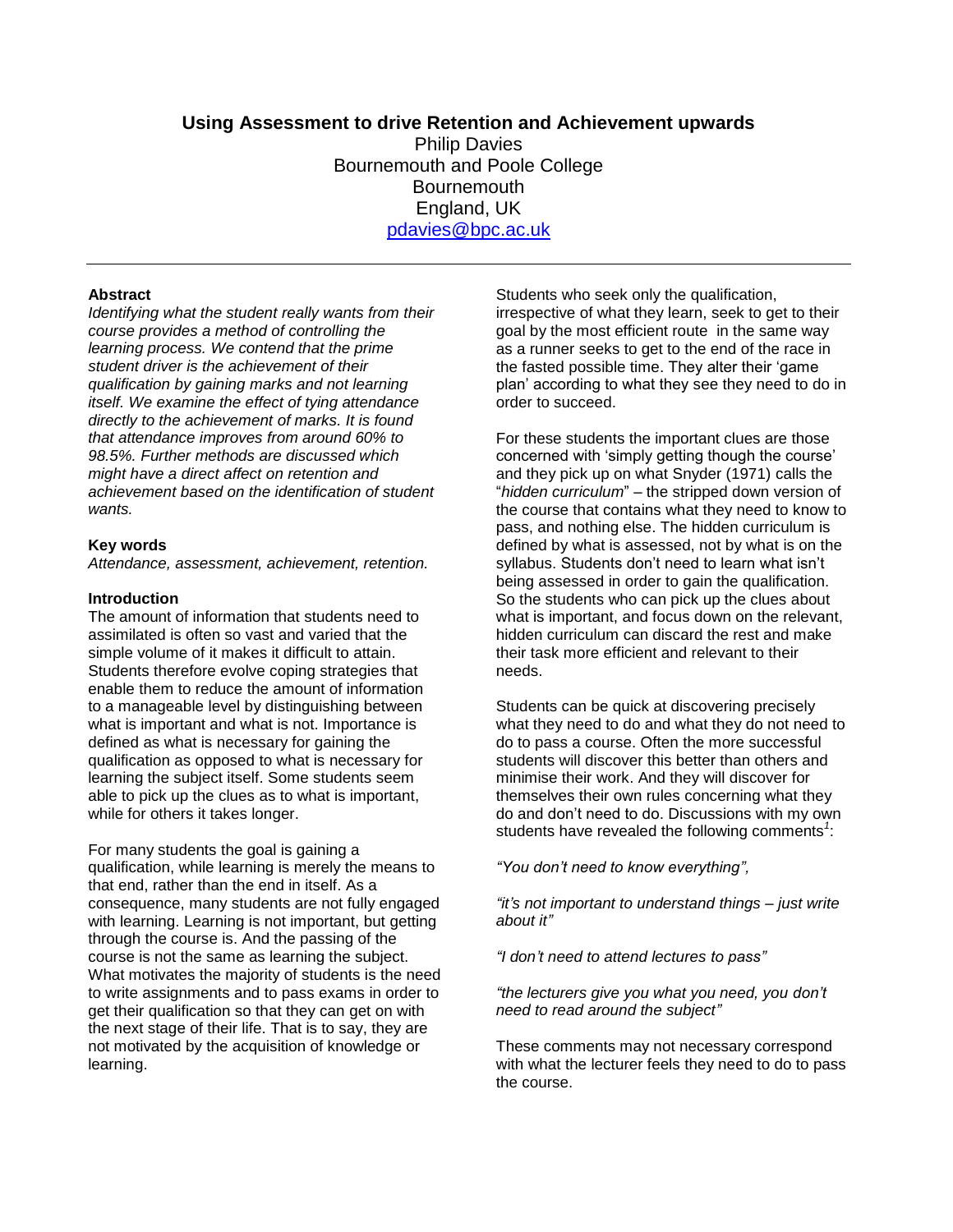# Using Assessment to drive Retention and Achievement upwards

Philip Davies
Bournemouth and Poole College
Bournemouth
England, UK
pdavies@bpc.ac.uk

---

**Abstract**

*Identifying what the student really wants from their course provides a method of controlling the learning process. We contend that the prime student driver is the achievement of their qualification by gaining marks and not learning itself. We examine the effect of tying attendance directly to the achievement of marks. It is found that attendance improves from around 60% to 98.5%. Further methods are discussed which might have a direct affect on retention and achievement based on the identification of student wants.*

**Key words**

*Attendance, assessment, achievement, retention.*

**Introduction**

The amount of information that students need to assimilated is often so vast and varied that the simple volume of it makes it difficult to attain. Students therefore evolve coping strategies that enable them to reduce the amount of information to a manageable level by distinguishing between what is important and what is not. Importance is defined as what is necessary for gaining the qualification as opposed to what is necessary for learning the subject itself. Some students seem able to pick up the clues as to what is important, while for others it takes longer.

For many students the goal is gaining a qualification, while learning is merely the means to that end, rather than the end in itself. As a consequence, many students are not fully engaged with learning. Learning is not important, but getting through the course is. And the passing of the course is not the same as learning the subject. What motivates the majority of students is the need to write assignments and to pass exams in order to get their qualification so that they can get on with the next stage of their life. That is to say, they are not motivated by the acquisition of knowledge or learning.

Students who seek only the qualification, irrespective of what they learn, seek to get to their goal by the most efficient route in the same way as a runner seeks to get to the end of the race in the fasted possible time. They alter their 'game plan' according to what they see they need to do in order to succeed.

For these students the important clues are those concerned with 'simply getting though the course' and they pick up on what Snyder (1971) calls the "*hidden curriculum*" – the stripped down version of the course that contains what they need to know to pass, and nothing else. The hidden curriculum is defined by what is assessed, not by what is on the syllabus. Students don't need to learn what isn't being assessed in order to gain the qualification. So the students who can pick up the clues about what is important, and focus down on the relevant, hidden curriculum can discard the rest and make their task more efficient and relevant to their needs.

Students can be quick at discovering precisely what they need to do and what they do not need to do to pass a course. Often the more successful students will discover this better than others and minimise their work. And they will discover for themselves their own rules concerning what they do and don't need to do. Discussions with my own students have revealed the following comments[1]:

*"You don't need to know everything",*

*"it's not important to understand things – just write about it"*

*"I don't need to attend lectures to pass"*

*"the lecturers give you what you need, you don't need to read around the subject"*

These comments may not necessary correspond with what the lecturer feels they need to do to pass the course.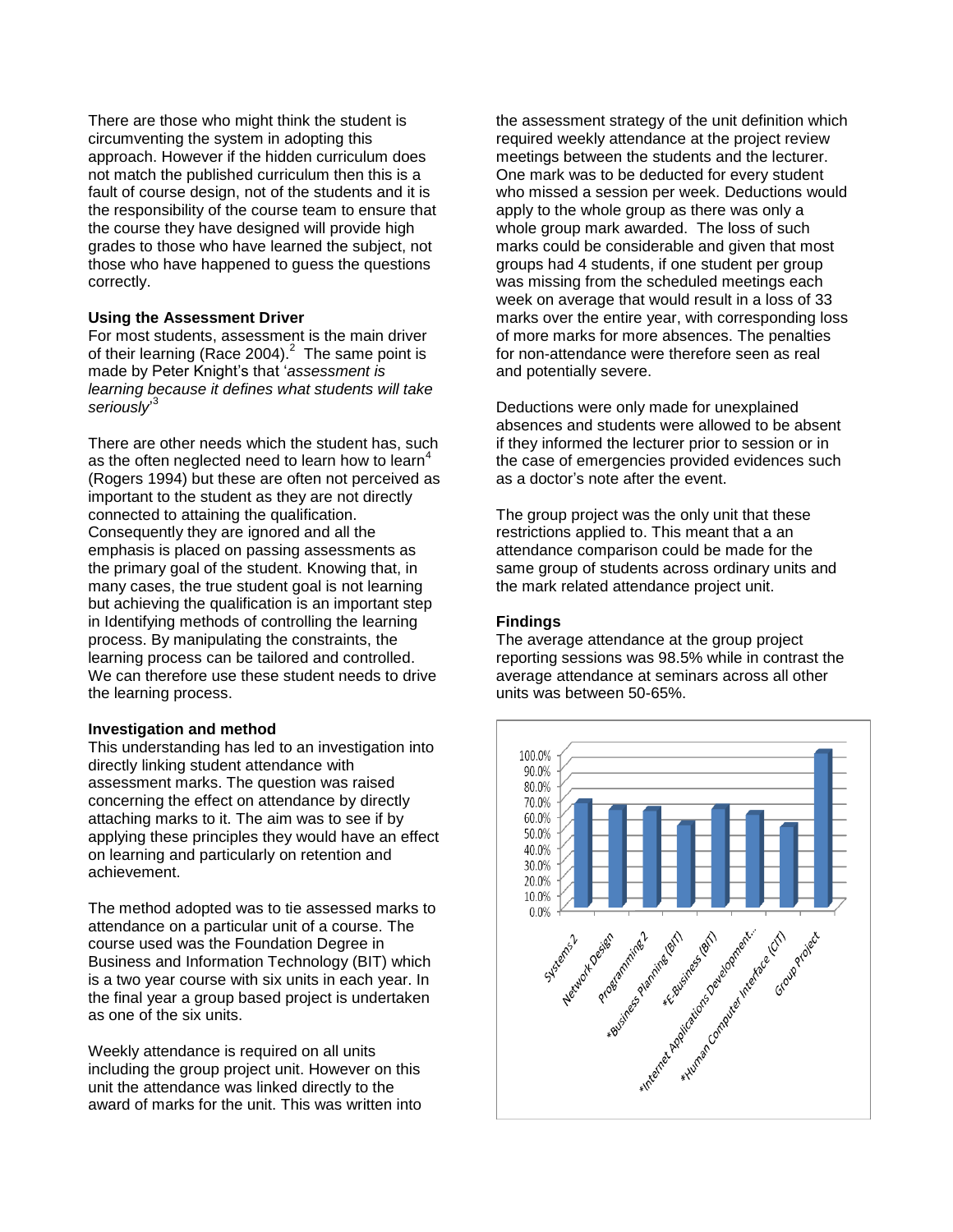There are those who might think the student is circumventing the system in adopting this approach. However if the hidden curriculum does not match the published curriculum then this is a fault of course design, not of the students and it is the responsibility of the course team to ensure that the course they have designed will provide high grades to those who have learned the subject, not those who have happened to guess the questions correctly.

**Using the Assessment Driver**

For most students, assessment is the main driver of their learning (Race 2004).[2] The same point is made by Peter Knight's that '*assessment is learning because it defines what students will take seriously*'[3]

There are other needs which the student has, such as the often neglected need to learn how to learn[4] (Rogers 1994) but these are often not perceived as important to the student as they are not directly connected to attaining the qualification. Consequently they are ignored and all the emphasis is placed on passing assessments as the primary goal of the student. Knowing that, in many cases, the true student goal is not learning but achieving the qualification is an important step in Identifying methods of controlling the learning process. By manipulating the constraints, the learning process can be tailored and controlled. We can therefore use these student needs to drive the learning process.

**Investigation and method**

This understanding has led to an investigation into directly linking student attendance with assessment marks. The question was raised concerning the effect on attendance by directly attaching marks to it. The aim was to see if by applying these principles they would have an effect on learning and particularly on retention and achievement.

The method adopted was to tie assessed marks to attendance on a particular unit of a course. The course used was the Foundation Degree in Business and Information Technology (BIT) which is a two year course with six units in each year. In the final year a group based project is undertaken as one of the six units.

Weekly attendance is required on all units including the group project unit. However on this unit the attendance was linked directly to the award of marks for the unit. This was written into the assessment strategy of the unit definition which required weekly attendance at the project review meetings between the students and the lecturer. One mark was to be deducted for every student who missed a session per week. Deductions would apply to the whole group as there was only a whole group mark awarded. The loss of such marks could be considerable and given that most groups had 4 students, if one student per group was missing from the scheduled meetings each week on average that would result in a loss of 33 marks over the entire year, with corresponding loss of more marks for more absences. The penalties for non-attendance were therefore seen as real and potentially severe.

Deductions were only made for unexplained absences and students were allowed to be absent if they informed the lecturer prior to session or in the case of emergencies provided evidences such as a doctor's note after the event.

The group project was the only unit that these restrictions applied to. This meant that a an attendance comparison could be made for the same group of students across ordinary units and the mark related attendance project unit.

**Findings**

The average attendance at the group project reporting sessions was 98.5% while in contrast the average attendance at seminars across all other units was between 50-65%.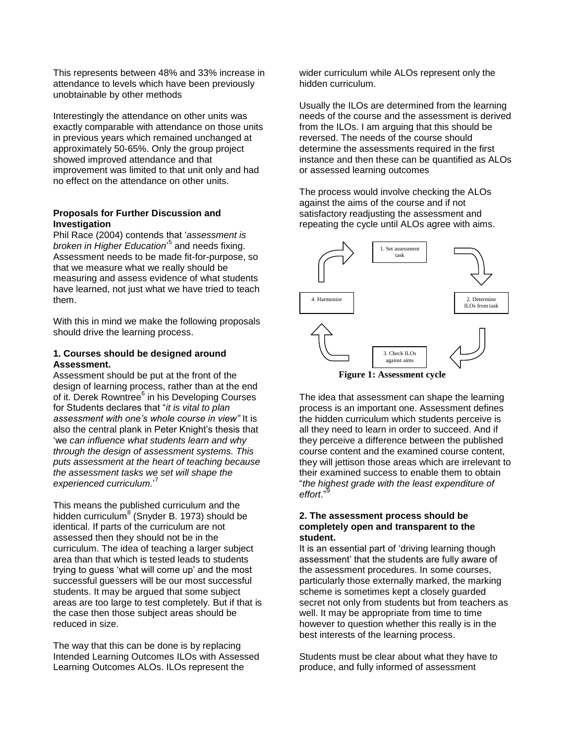This represents between 48% and 33% increase in attendance to levels which have been previously unobtainable by other methods

Interestingly the attendance on other units was exactly comparable with attendance on those units in previous years which remained unchanged at approximately 50-65%. Only the group project showed improved attendance and that improvement was limited to that unit only and had no effect on the attendance on other units.

### Proposals for Further Discussion and Investigation

Phil Race (2004) contends that '*assessment is broken in Higher Education*'[5] and needs fixing. Assessment needs to be made fit-for-purpose, so that we measure what we really should be measuring and assess evidence of what students have learned, not just what we have tried to teach them.

With this in mind we make the following proposals should drive the learning process.

#### 1. Courses should be designed around Assessment.

Assessment should be put at the front of the design of learning process, rather than at the end of it. Derek Rowntree[6] in his Developing Courses for Students declares that "*it is vital to plan assessment with one's whole course in view"* It is also the central plank in Peter Knight's thesis that 'we *can influence what students learn and why through the design of assessment systems. This puts assessment at the heart of teaching because the assessment tasks we set will shape the experienced curriculum.*'[7]

This means the published curriculum and the hidden curriculum[8] (Snyder B. 1973) should be identical. If parts of the curriculum are not assessed then they should not be in the curriculum. The idea of teaching a larger subject area than that which is tested leads to students trying to guess 'what will come up' and the most successful guessers will be our most successful students. It may be argued that some subject areas are too large to test completely. But if that is the case then those subject areas should be reduced in size.

The way that this can be done is by replacing Intended Learning Outcomes ILOs with Assessed Learning Outcomes ALOs. ILOs represent the wider curriculum while ALOs represent only the hidden curriculum.

Usually the ILOs are determined from the learning needs of the course and the assessment is derived from the ILOs. I am arguing that this should be reversed. The needs of the course should determine the assessments required in the first instance and then these can be quantified as ALOs or assessed learning outcomes

The process would involve checking the ALOs against the aims of the course and if not satisfactory readjusting the assessment and repeating the cycle until ALOs agree with aims.

1. Set assessment task

2. Determine ILOs from task

3. Check ILOs against aims

4. Harmonize

**Figure 1: Assessment cycle**

The idea that assessment can shape the learning process is an important one. Assessment defines the hidden curriculum which students perceive is all they need to learn in order to succeed. And if they perceive a difference between the published course content and the examined course content, they will jettison those areas which are irrelevant to their examined success to enable them to obtain "*the highest grade with the least expenditure of effort*."[9]

#### 2. The assessment process should be completely open and transparent to the student.

It is an essential part of 'driving learning though assessment' that the students are fully aware of the assessment procedures. In some courses, particularly those externally marked, the marking scheme is sometimes kept a closely guarded secret not only from students but from teachers as well. It may be appropriate from time to time however to question whether this really is in the best interests of the learning process.

Students must be clear about what they have to produce, and fully informed of assessment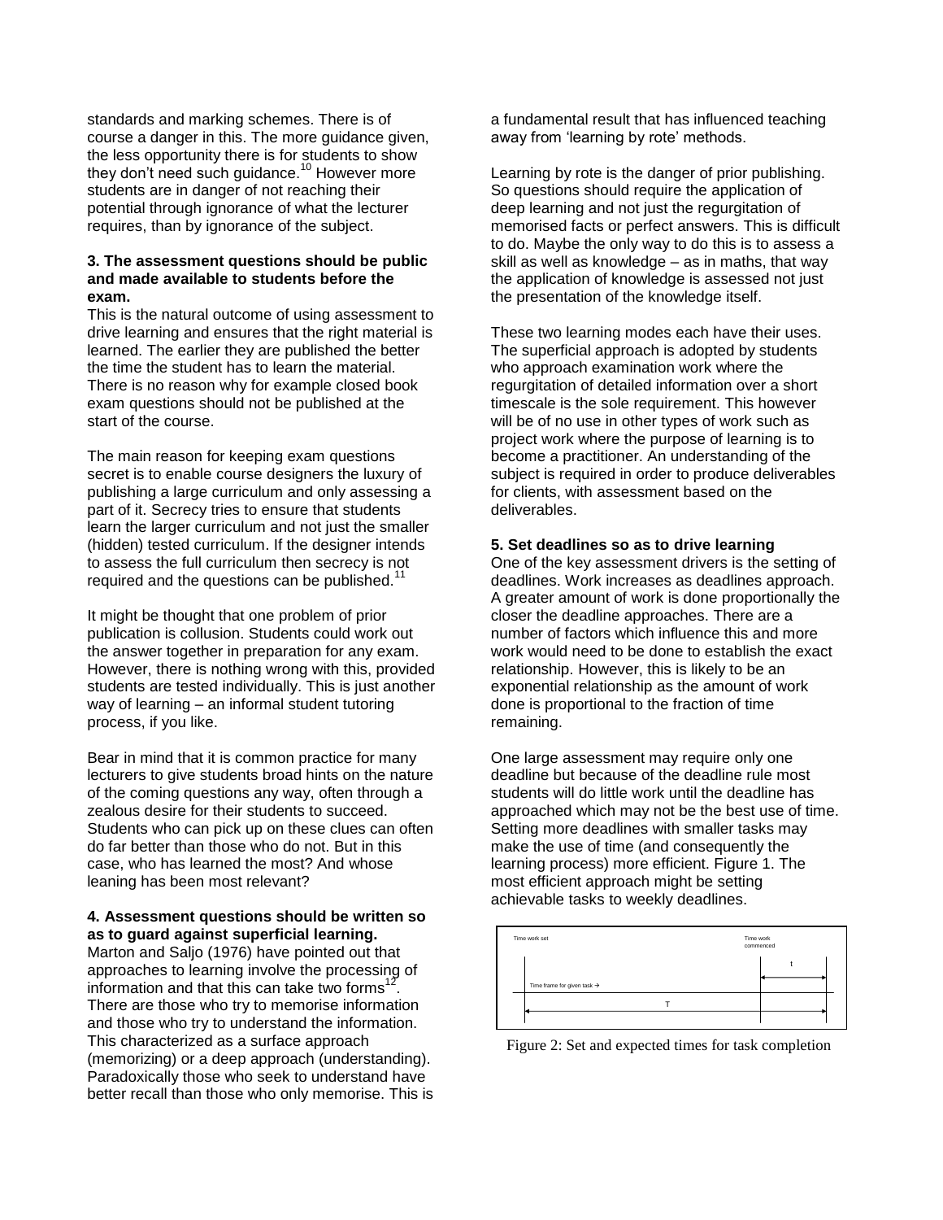standards and marking schemes. There is of course a danger in this. The more guidance given, the less opportunity there is for students to show they don't need such guidance.[10] However more students are in danger of not reaching their potential through ignorance of what the lecturer requires, than by ignorance of the subject.

**3. The assessment questions should be public and made available to students before the exam.**

This is the natural outcome of using assessment to drive learning and ensures that the right material is learned. The earlier they are published the better the time the student has to learn the material. There is no reason why for example closed book exam questions should not be published at the start of the course.

The main reason for keeping exam questions secret is to enable course designers the luxury of publishing a large curriculum and only assessing a part of it. Secrecy tries to ensure that students learn the larger curriculum and not just the smaller (hidden) tested curriculum. If the designer intends to assess the full curriculum then secrecy is not required and the questions can be published.[11]

It might be thought that one problem of prior publication is collusion. Students could work out the answer together in preparation for any exam. However, there is nothing wrong with this, provided students are tested individually. This is just another way of learning – an informal student tutoring process, if you like.

Bear in mind that it is common practice for many lecturers to give students broad hints on the nature of the coming questions any way, often through a zealous desire for their students to succeed. Students who can pick up on these clues can often do far better than those who do not. But in this case, who has learned the most? And whose leaning has been most relevant?

**4. Assessment questions should be written so as to guard against superficial learning.**

Marton and Saljo (1976) have pointed out that approaches to learning involve the processing of information and that this can take two forms[12]. There are those who try to memorise information and those who try to understand the information. This characterized as a surface approach (memorizing) or a deep approach (understanding). Paradoxically those who seek to understand have better recall than those who only memorise. This is a fundamental result that has influenced teaching away from 'learning by rote' methods.

Learning by rote is the danger of prior publishing. So questions should require the application of deep learning and not just the regurgitation of memorised facts or perfect answers. This is difficult to do. Maybe the only way to do this is to assess a skill as well as knowledge – as in maths, that way the application of knowledge is assessed not just the presentation of the knowledge itself.

These two learning modes each have their uses. The superficial approach is adopted by students who approach examination work where the regurgitation of detailed information over a short timescale is the sole requirement. This however will be of no use in other types of work such as project work where the purpose of learning is to become a practitioner. An understanding of the subject is required in order to produce deliverables for clients, with assessment based on the deliverables.

**5. Set deadlines so as to drive learning**

One of the key assessment drivers is the setting of deadlines. Work increases as deadlines approach. A greater amount of work is done proportionally the closer the deadline approaches. There are a number of factors which influence this and more work would need to be done to establish the exact relationship. However, this is likely to be an exponential relationship as the amount of work done is proportional to the fraction of time remaining.

One large assessment may require only one deadline but because of the deadline rule most students will do little work until the deadline has approached which may not be the best use of time. Setting more deadlines with smaller tasks may make the use of time (and consequently the learning process) more efficient. Figure 1. The most efficient approach might be setting achievable tasks to weekly deadlines.

Time work set | Time work commenced | t | Time frame for given task → | T

Figure 2: Set and expected times for task completion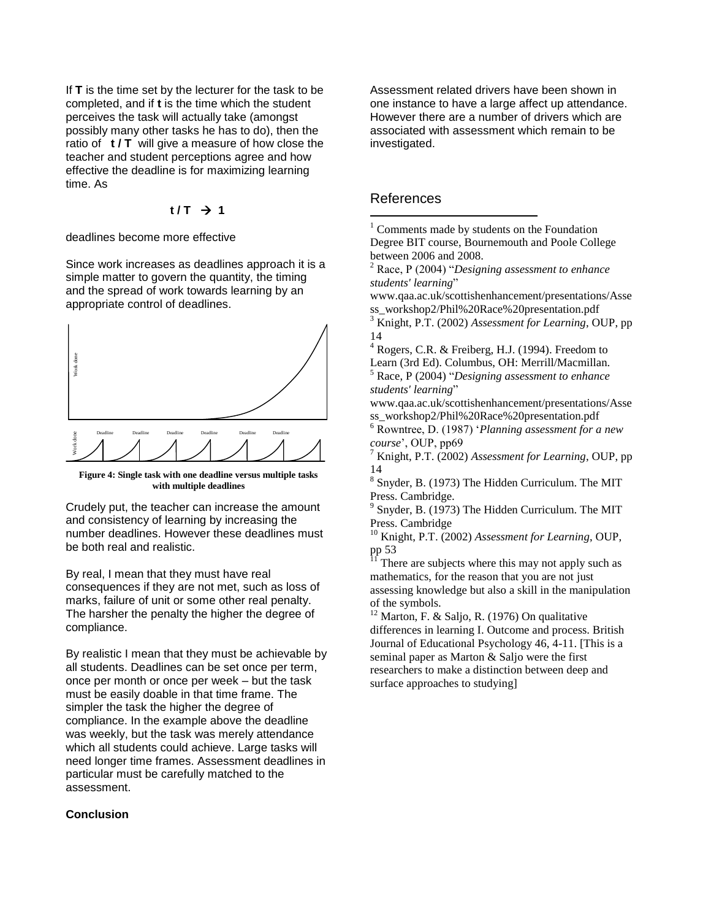If **T** is the time set by the lecturer for the task to be completed, and if **t** is the time which the student perceives the task will actually take (amongst possibly many other tasks he has to do), then the ratio of **t / T** will give a measure of how close the teacher and student perceptions agree and how effective the deadline is for maximizing learning time. As

$$t / T \rightarrow 1$$

deadlines become more effective

Since work increases as deadlines approach it is a simple matter to govern the quantity, the timing and the spread of work towards learning by an appropriate control of deadlines.

Work done

Work done

Deadline Deadline Deadline Deadline Deadline Deadline

**Figure 4: Single task with one deadline versus multiple tasks with multiple deadlines**

Crudely put, the teacher can increase the amount and consistency of learning by increasing the number deadlines. However these deadlines must be both real and realistic.

By real, I mean that they must have real consequences if they are not met, such as loss of marks, failure of unit or some other real penalty. The harsher the penalty the higher the degree of compliance.

By realistic I mean that they must be achievable by all students. Deadlines can be set once per term, once per month or once per week – but the task must be easily doable in that time frame. The simpler the task the higher the degree of compliance. In the example above the deadline was weekly, but the task was merely attendance which all students could achieve. Large tasks will need longer time frames. Assessment deadlines in particular must be carefully matched to the assessment.

**Conclusion**

Assessment related drivers have been shown in one instance to have a large affect up attendance. However there are a number of drivers which are associated with assessment which remain to be investigated.

## References

[1] Comments made by students on the Foundation Degree BIT course, Bournemouth and Poole College between 2006 and 2008.

[2] Race, P (2004) "*Designing assessment to enhance students' learning*" www.qaa.ac.uk/scottishenhancement/presentations/Assess_workshop2/Phil%20Race%20presentation.pdf

[3] Knight, P.T. (2002) *Assessment for Learning*, OUP, pp 14

[4] Rogers, C.R. & Freiberg, H.J. (1994). Freedom to Learn (3rd Ed). Columbus, OH: Merrill/Macmillan.

[5] Race, P (2004) "*Designing assessment to enhance students' learning*" www.qaa.ac.uk/scottishenhancement/presentations/Assess_workshop2/Phil%20Race%20presentation.pdf

[6] Rowntree, D. (1987) '*Planning assessment for a new course*', OUP, pp69

[7] Knight, P.T. (2002) *Assessment for Learning*, OUP, pp 14

[8] Snyder, B. (1973) The Hidden Curriculum. The MIT Press. Cambridge.

[9] Snyder, B. (1973) The Hidden Curriculum. The MIT Press. Cambridge

[10] Knight, P.T. (2002) *Assessment for Learning*, OUP, pp 53

[11] There are subjects where this may not apply such as mathematics, for the reason that you are not just assessing knowledge but also a skill in the manipulation of the symbols.

[12] Marton, F. & Saljo, R. (1976) On qualitative differences in learning I. Outcome and process. British Journal of Educational Psychology 46, 4-11. [This is a seminal paper as Marton & Saljo were the first researchers to make a distinction between deep and surface approaches to studying]